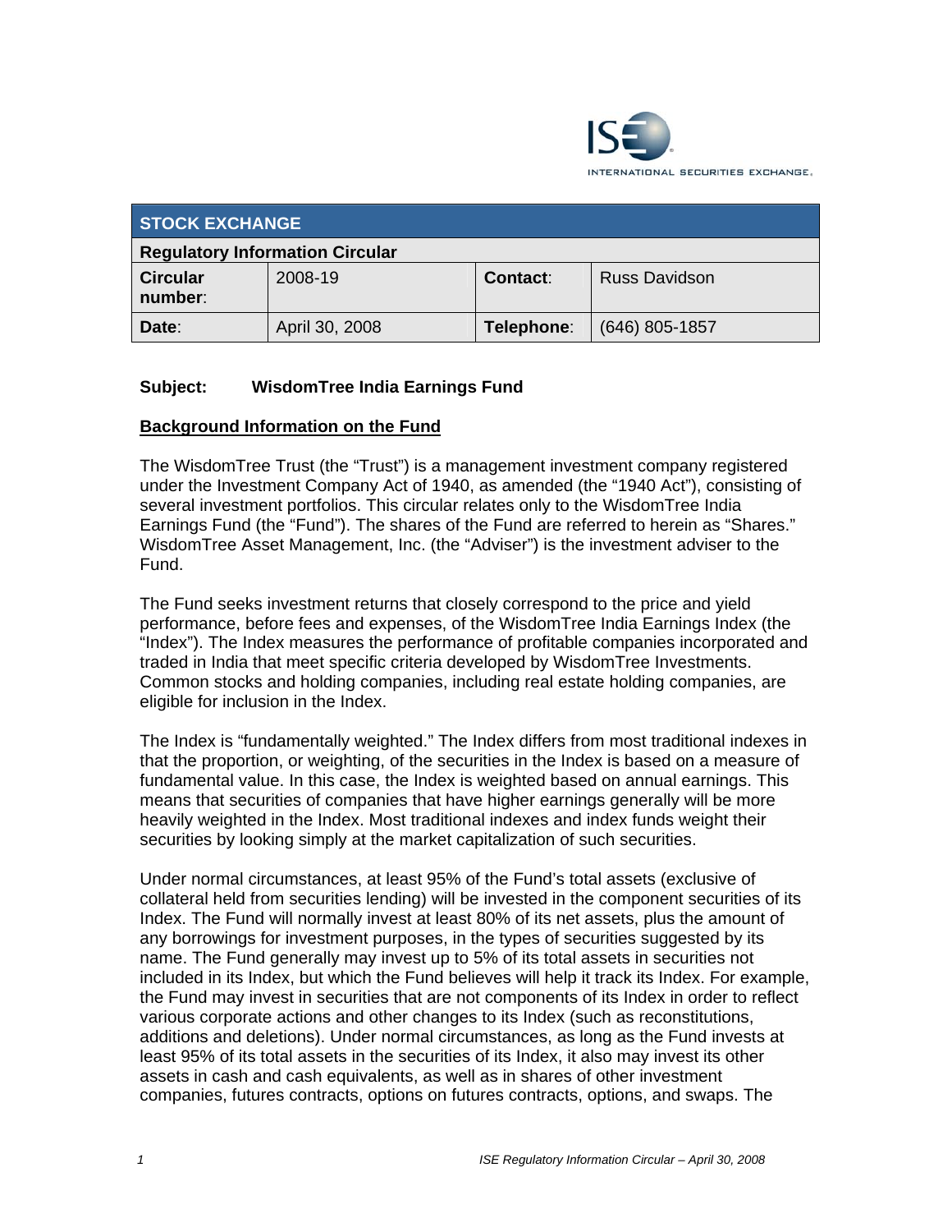| STOCK EXCHANGE | | | |
|---|---|---|---|
| **Regulatory Information Circular** | | | |
| **Circular number**: | 2008-19 | **Contact**: | Russ Davidson |
| **Date**: | April 30, 2008 | **Telephone**: | (646) 805-1857 |

**Subject: WisdomTree India Earnings Fund**

## Background Information on the Fund

The WisdomTree Trust (the "Trust") is a management investment company registered under the Investment Company Act of 1940, as amended (the "1940 Act"), consisting of several investment portfolios. This circular relates only to the WisdomTree India Earnings Fund (the "Fund"). The shares of the Fund are referred to herein as "Shares." WisdomTree Asset Management, Inc. (the "Adviser") is the investment adviser to the Fund.

The Fund seeks investment returns that closely correspond to the price and yield performance, before fees and expenses, of the WisdomTree India Earnings Index (the "Index"). The Index measures the performance of profitable companies incorporated and traded in India that meet specific criteria developed by WisdomTree Investments. Common stocks and holding companies, including real estate holding companies, are eligible for inclusion in the Index.

The Index is "fundamentally weighted." The Index differs from most traditional indexes in that the proportion, or weighting, of the securities in the Index is based on a measure of fundamental value. In this case, the Index is weighted based on annual earnings. This means that securities of companies that have higher earnings generally will be more heavily weighted in the Index. Most traditional indexes and index funds weight their securities by looking simply at the market capitalization of such securities.

Under normal circumstances, at least 95% of the Fund's total assets (exclusive of collateral held from securities lending) will be invested in the component securities of its Index. The Fund will normally invest at least 80% of its net assets, plus the amount of any borrowings for investment purposes, in the types of securities suggested by its name. The Fund generally may invest up to 5% of its total assets in securities not included in its Index, but which the Fund believes will help it track its Index. For example, the Fund may invest in securities that are not components of its Index in order to reflect various corporate actions and other changes to its Index (such as reconstitutions, additions and deletions). Under normal circumstances, as long as the Fund invests at least 95% of its total assets in the securities of its Index, it also may invest its other assets in cash and cash equivalents, as well as in shares of other investment companies, futures contracts, options on futures contracts, options, and swaps. The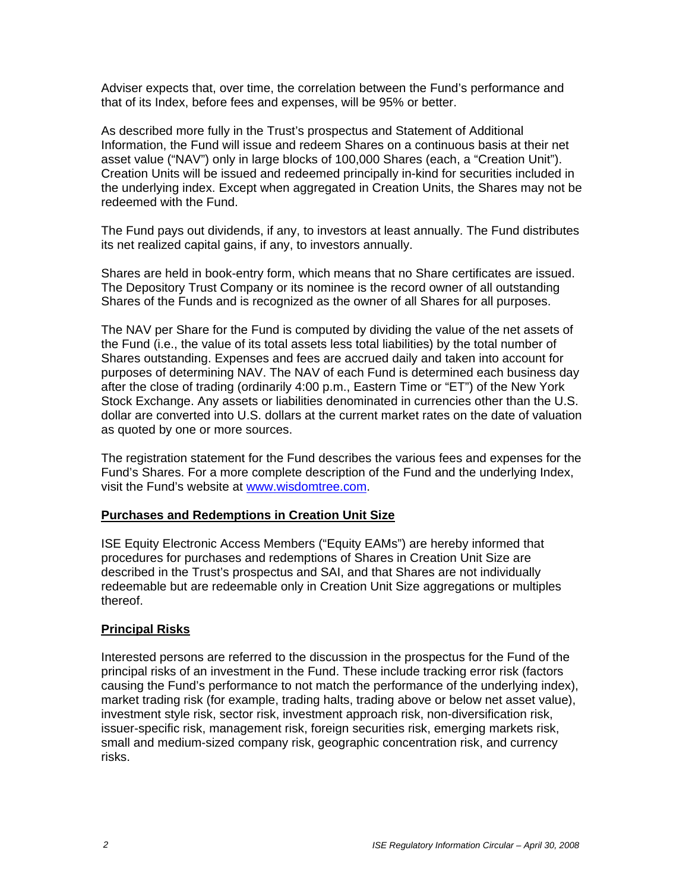Adviser expects that, over time, the correlation between the Fund's performance and that of its Index, before fees and expenses, will be 95% or better.

As described more fully in the Trust's prospectus and Statement of Additional Information, the Fund will issue and redeem Shares on a continuous basis at their net asset value ("NAV") only in large blocks of 100,000 Shares (each, a "Creation Unit"). Creation Units will be issued and redeemed principally in-kind for securities included in the underlying index. Except when aggregated in Creation Units, the Shares may not be redeemed with the Fund.

The Fund pays out dividends, if any, to investors at least annually. The Fund distributes its net realized capital gains, if any, to investors annually.

Shares are held in book-entry form, which means that no Share certificates are issued. The Depository Trust Company or its nominee is the record owner of all outstanding Shares of the Funds and is recognized as the owner of all Shares for all purposes.

The NAV per Share for the Fund is computed by dividing the value of the net assets of the Fund (i.e., the value of its total assets less total liabilities) by the total number of Shares outstanding. Expenses and fees are accrued daily and taken into account for purposes of determining NAV. The NAV of each Fund is determined each business day after the close of trading (ordinarily 4:00 p.m., Eastern Time or "ET") of the New York Stock Exchange. Any assets or liabilities denominated in currencies other than the U.S. dollar are converted into U.S. dollars at the current market rates on the date of valuation as quoted by one or more sources.

The registration statement for the Fund describes the various fees and expenses for the Fund's Shares. For a more complete description of the Fund and the underlying Index, visit the Fund's website at www.wisdomtree.com.

## Purchases and Redemptions in Creation Unit Size

ISE Equity Electronic Access Members ("Equity EAMs") are hereby informed that procedures for purchases and redemptions of Shares in Creation Unit Size are described in the Trust's prospectus and SAI, and that Shares are not individually redeemable but are redeemable only in Creation Unit Size aggregations or multiples thereof.

## Principal Risks

Interested persons are referred to the discussion in the prospectus for the Fund of the principal risks of an investment in the Fund. These include tracking error risk (factors causing the Fund's performance to not match the performance of the underlying index), market trading risk (for example, trading halts, trading above or below net asset value), investment style risk, sector risk, investment approach risk, non-diversification risk, issuer-specific risk, management risk, foreign securities risk, emerging markets risk, small and medium-sized company risk, geographic concentration risk, and currency risks.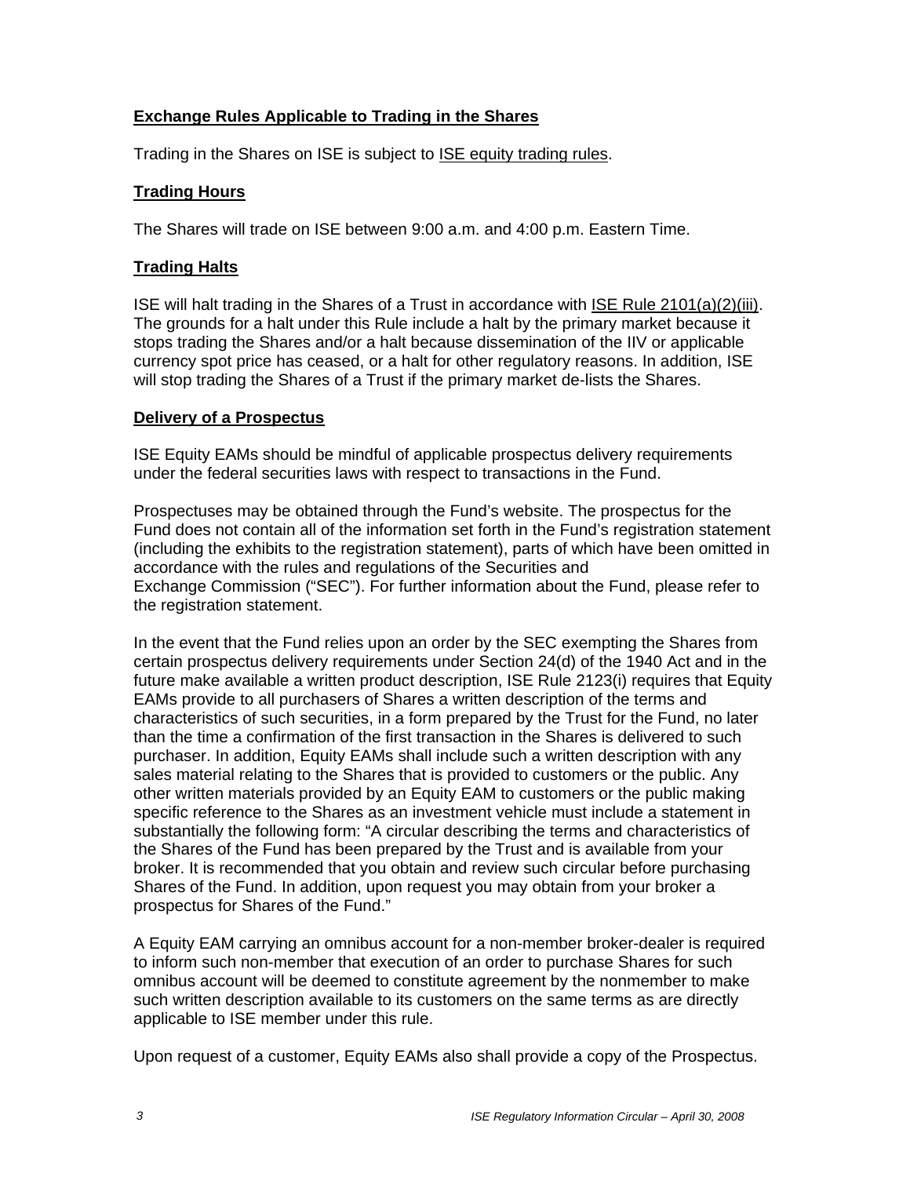## Exchange Rules Applicable to Trading in the Shares

Trading in the Shares on ISE is subject to ISE equity trading rules.

## Trading Hours

The Shares will trade on ISE between 9:00 a.m. and 4:00 p.m. Eastern Time.

## Trading Halts

ISE will halt trading in the Shares of a Trust in accordance with ISE Rule 2101(a)(2)(iii). The grounds for a halt under this Rule include a halt by the primary market because it stops trading the Shares and/or a halt because dissemination of the IIV or applicable currency spot price has ceased, or a halt for other regulatory reasons. In addition, ISE will stop trading the Shares of a Trust if the primary market de-lists the Shares.

## Delivery of a Prospectus

ISE Equity EAMs should be mindful of applicable prospectus delivery requirements under the federal securities laws with respect to transactions in the Fund.

Prospectuses may be obtained through the Fund's website. The prospectus for the Fund does not contain all of the information set forth in the Fund's registration statement (including the exhibits to the registration statement), parts of which have been omitted in accordance with the rules and regulations of the Securities and Exchange Commission ("SEC"). For further information about the Fund, please refer to the registration statement.

In the event that the Fund relies upon an order by the SEC exempting the Shares from certain prospectus delivery requirements under Section 24(d) of the 1940 Act and in the future make available a written product description, ISE Rule 2123(i) requires that Equity EAMs provide to all purchasers of Shares a written description of the terms and characteristics of such securities, in a form prepared by the Trust for the Fund, no later than the time a confirmation of the first transaction in the Shares is delivered to such purchaser. In addition, Equity EAMs shall include such a written description with any sales material relating to the Shares that is provided to customers or the public. Any other written materials provided by an Equity EAM to customers or the public making specific reference to the Shares as an investment vehicle must include a statement in substantially the following form: "A circular describing the terms and characteristics of the Shares of the Fund has been prepared by the Trust and is available from your broker. It is recommended that you obtain and review such circular before purchasing Shares of the Fund. In addition, upon request you may obtain from your broker a prospectus for Shares of the Fund."

A Equity EAM carrying an omnibus account for a non-member broker-dealer is required to inform such non-member that execution of an order to purchase Shares for such omnibus account will be deemed to constitute agreement by the nonmember to make such written description available to its customers on the same terms as are directly applicable to ISE member under this rule.

Upon request of a customer, Equity EAMs also shall provide a copy of the Prospectus.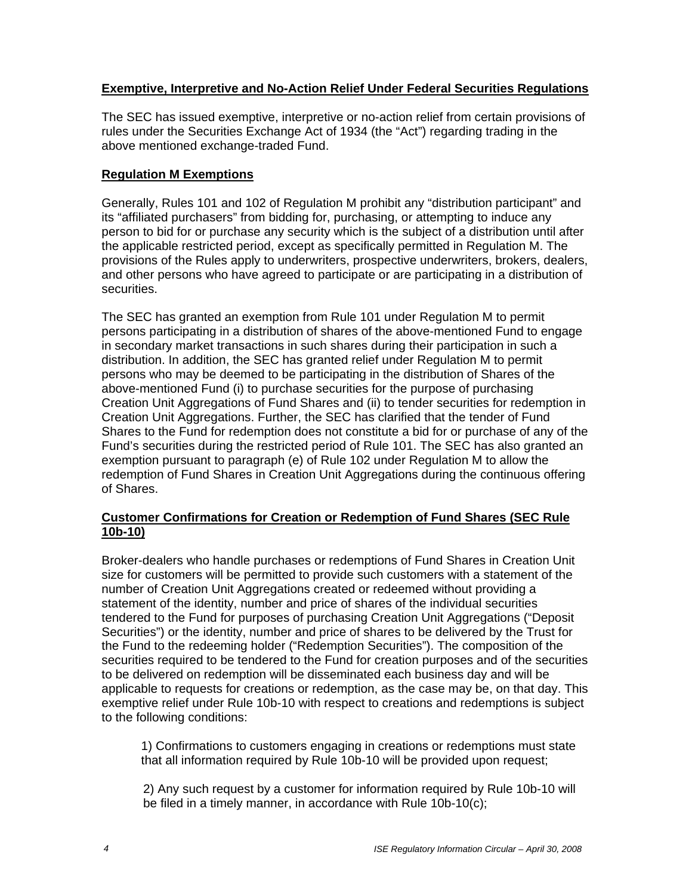## Exemptive, Interpretive and No-Action Relief Under Federal Securities Regulations

The SEC has issued exemptive, interpretive or no-action relief from certain provisions of rules under the Securities Exchange Act of 1934 (the "Act") regarding trading in the above mentioned exchange-traded Fund.

## Regulation M Exemptions

Generally, Rules 101 and 102 of Regulation M prohibit any "distribution participant" and its "affiliated purchasers" from bidding for, purchasing, or attempting to induce any person to bid for or purchase any security which is the subject of a distribution until after the applicable restricted period, except as specifically permitted in Regulation M. The provisions of the Rules apply to underwriters, prospective underwriters, brokers, dealers, and other persons who have agreed to participate or are participating in a distribution of securities.

The SEC has granted an exemption from Rule 101 under Regulation M to permit persons participating in a distribution of shares of the above-mentioned Fund to engage in secondary market transactions in such shares during their participation in such a distribution. In addition, the SEC has granted relief under Regulation M to permit persons who may be deemed to be participating in the distribution of Shares of the above-mentioned Fund (i) to purchase securities for the purpose of purchasing Creation Unit Aggregations of Fund Shares and (ii) to tender securities for redemption in Creation Unit Aggregations. Further, the SEC has clarified that the tender of Fund Shares to the Fund for redemption does not constitute a bid for or purchase of any of the Fund's securities during the restricted period of Rule 101. The SEC has also granted an exemption pursuant to paragraph (e) of Rule 102 under Regulation M to allow the redemption of Fund Shares in Creation Unit Aggregations during the continuous offering of Shares.

## Customer Confirmations for Creation or Redemption of Fund Shares (SEC Rule 10b-10)

Broker-dealers who handle purchases or redemptions of Fund Shares in Creation Unit size for customers will be permitted to provide such customers with a statement of the number of Creation Unit Aggregations created or redeemed without providing a statement of the identity, number and price of shares of the individual securities tendered to the Fund for purposes of purchasing Creation Unit Aggregations ("Deposit Securities") or the identity, number and price of shares to be delivered by the Trust for the Fund to the redeeming holder ("Redemption Securities"). The composition of the securities required to be tendered to the Fund for creation purposes and of the securities to be delivered on redemption will be disseminated each business day and will be applicable to requests for creations or redemption, as the case may be, on that day. This exemptive relief under Rule 10b-10 with respect to creations and redemptions is subject to the following conditions:

1) Confirmations to customers engaging in creations or redemptions must state that all information required by Rule 10b-10 will be provided upon request;

2) Any such request by a customer for information required by Rule 10b-10 will be filed in a timely manner, in accordance with Rule 10b-10(c);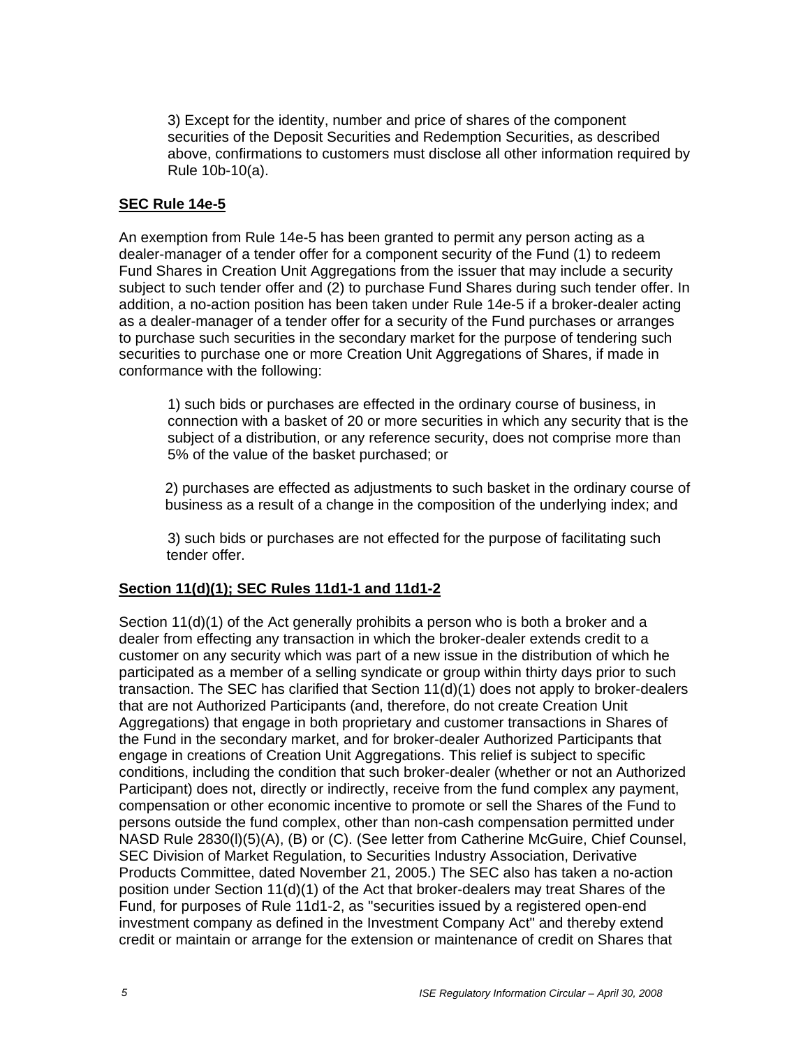3) Except for the identity, number and price of shares of the component securities of the Deposit Securities and Redemption Securities, as described above, confirmations to customers must disclose all other information required by Rule 10b-10(a).

**SEC Rule 14e-5**

An exemption from Rule 14e-5 has been granted to permit any person acting as a dealer-manager of a tender offer for a component security of the Fund (1) to redeem Fund Shares in Creation Unit Aggregations from the issuer that may include a security subject to such tender offer and (2) to purchase Fund Shares during such tender offer. In addition, a no-action position has been taken under Rule 14e-5 if a broker-dealer acting as a dealer-manager of a tender offer for a security of the Fund purchases or arranges to purchase such securities in the secondary market for the purpose of tendering such securities to purchase one or more Creation Unit Aggregations of Shares, if made in conformance with the following:

1) such bids or purchases are effected in the ordinary course of business, in connection with a basket of 20 or more securities in which any security that is the subject of a distribution, or any reference security, does not comprise more than 5% of the value of the basket purchased; or

2) purchases are effected as adjustments to such basket in the ordinary course of business as a result of a change in the composition of the underlying index; and

3) such bids or purchases are not effected for the purpose of facilitating such tender offer.

**Section 11(d)(1); SEC Rules 11d1-1 and 11d1-2**

Section 11(d)(1) of the Act generally prohibits a person who is both a broker and a dealer from effecting any transaction in which the broker-dealer extends credit to a customer on any security which was part of a new issue in the distribution of which he participated as a member of a selling syndicate or group within thirty days prior to such transaction. The SEC has clarified that Section 11(d)(1) does not apply to broker-dealers that are not Authorized Participants (and, therefore, do not create Creation Unit Aggregations) that engage in both proprietary and customer transactions in Shares of the Fund in the secondary market, and for broker-dealer Authorized Participants that engage in creations of Creation Unit Aggregations. This relief is subject to specific conditions, including the condition that such broker-dealer (whether or not an Authorized Participant) does not, directly or indirectly, receive from the fund complex any payment, compensation or other economic incentive to promote or sell the Shares of the Fund to persons outside the fund complex, other than non-cash compensation permitted under NASD Rule 2830(l)(5)(A), (B) or (C). (See letter from Catherine McGuire, Chief Counsel, SEC Division of Market Regulation, to Securities Industry Association, Derivative Products Committee, dated November 21, 2005.) The SEC also has taken a no-action position under Section 11(d)(1) of the Act that broker-dealers may treat Shares of the Fund, for purposes of Rule 11d1-2, as "securities issued by a registered open-end investment company as defined in the Investment Company Act" and thereby extend credit or maintain or arrange for the extension or maintenance of credit on Shares that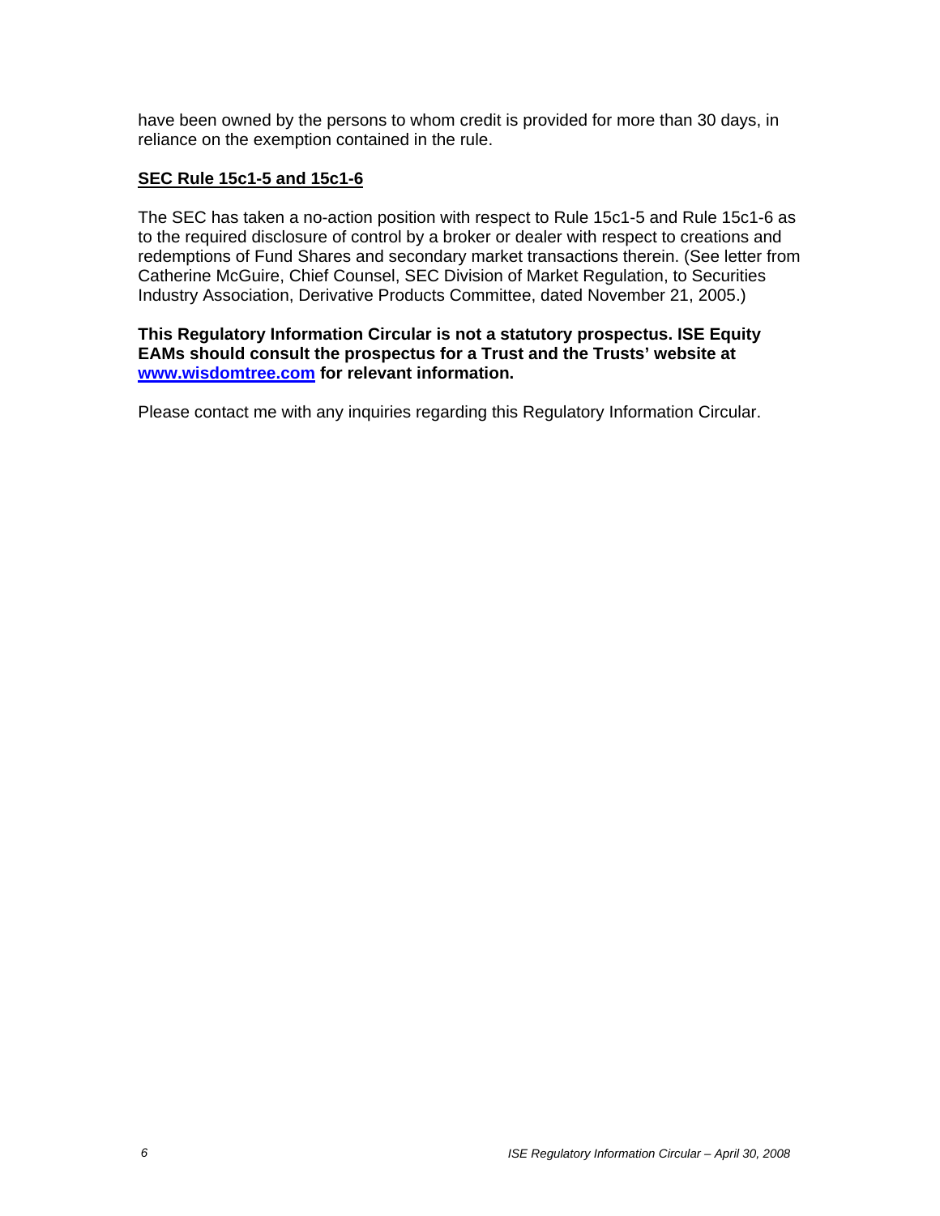have been owned by the persons to whom credit is provided for more than 30 days, in reliance on the exemption contained in the rule.

**SEC Rule 15c1-5 and 15c1-6**

The SEC has taken a no-action position with respect to Rule 15c1-5 and Rule 15c1-6 as to the required disclosure of control by a broker or dealer with respect to creations and redemptions of Fund Shares and secondary market transactions therein. (See letter from Catherine McGuire, Chief Counsel, SEC Division of Market Regulation, to Securities Industry Association, Derivative Products Committee, dated November 21, 2005.)

**This Regulatory Information Circular is not a statutory prospectus. ISE Equity EAMs should consult the prospectus for a Trust and the Trusts' website at www.wisdomtree.com for relevant information.**

Please contact me with any inquiries regarding this Regulatory Information Circular.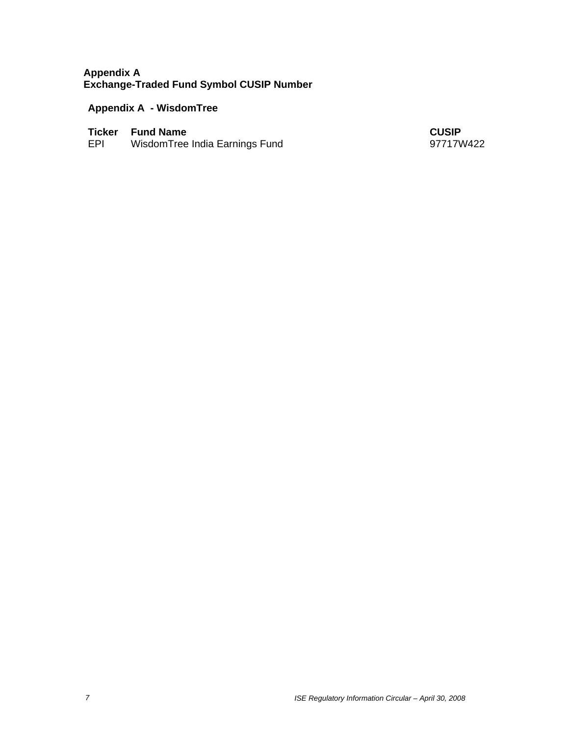**Appendix A**
**Exchange-Traded Fund Symbol CUSIP Number**

## Appendix A - WisdomTree

| Ticker | Fund Name | CUSIP |
|---|---|---|
| EPI | WisdomTree India Earnings Fund | 97717W422 |